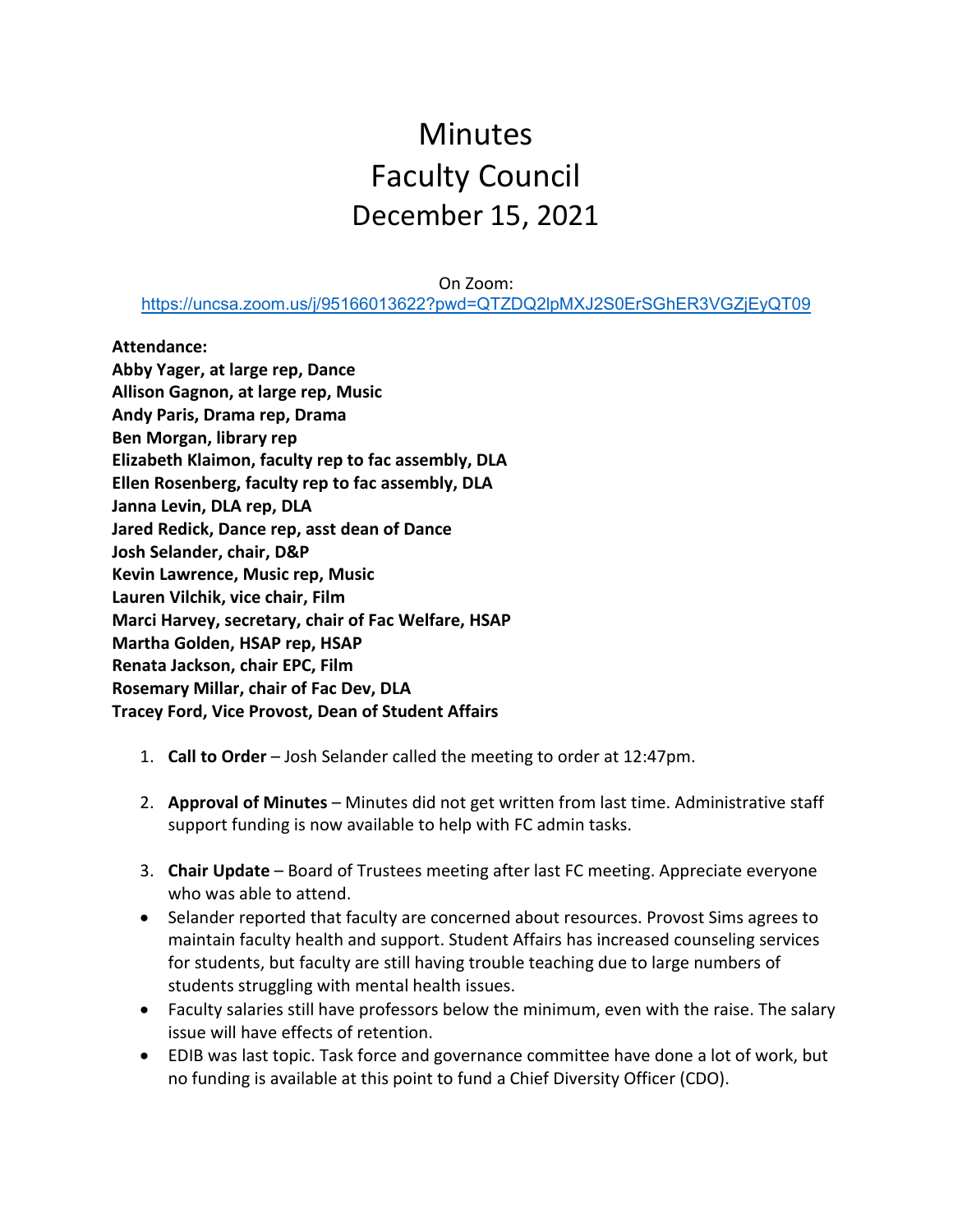# Minutes
# Faculty Council
# December 15, 2021

On Zoom:
https://uncsa.zoom.us/j/95166013622?pwd=QTZDQ2lpMXJ2S0ErSGhER3VGZjEyQT09

**Attendance:**
**Abby Yager, at large rep, Dance**
**Allison Gagnon, at large rep, Music**
**Andy Paris, Drama rep, Drama**
**Ben Morgan, library rep**
**Elizabeth Klaimon, faculty rep to fac assembly, DLA**
**Ellen Rosenberg, faculty rep to fac assembly, DLA**
**Janna Levin, DLA rep, DLA**
**Jared Redick, Dance rep, asst dean of Dance**
**Josh Selander, chair, D&P**
**Kevin Lawrence, Music rep, Music**
**Lauren Vilchik, vice chair, Film**
**Marci Harvey, secretary, chair of Fac Welfare, HSAP**
**Martha Golden, HSAP rep, HSAP**
**Renata Jackson, chair EPC, Film**
**Rosemary Millar, chair of Fac Dev, DLA**
**Tracey Ford, Vice Provost, Dean of Student Affairs**

1. **Call to Order** – Josh Selander called the meeting to order at 12:47pm.

2. **Approval of Minutes** – Minutes did not get written from last time. Administrative staff support funding is now available to help with FC admin tasks.

3. **Chair Update** – Board of Trustees meeting after last FC meeting. Appreciate everyone who was able to attend.

- Selander reported that faculty are concerned about resources. Provost Sims agrees to maintain faculty health and support. Student Affairs has increased counseling services for students, but faculty are still having trouble teaching due to large numbers of students struggling with mental health issues.
- Faculty salaries still have professors below the minimum, even with the raise. The salary issue will have effects of retention.
- EDIB was last topic. Task force and governance committee have done a lot of work, but no funding is available at this point to fund a Chief Diversity Officer (CDO).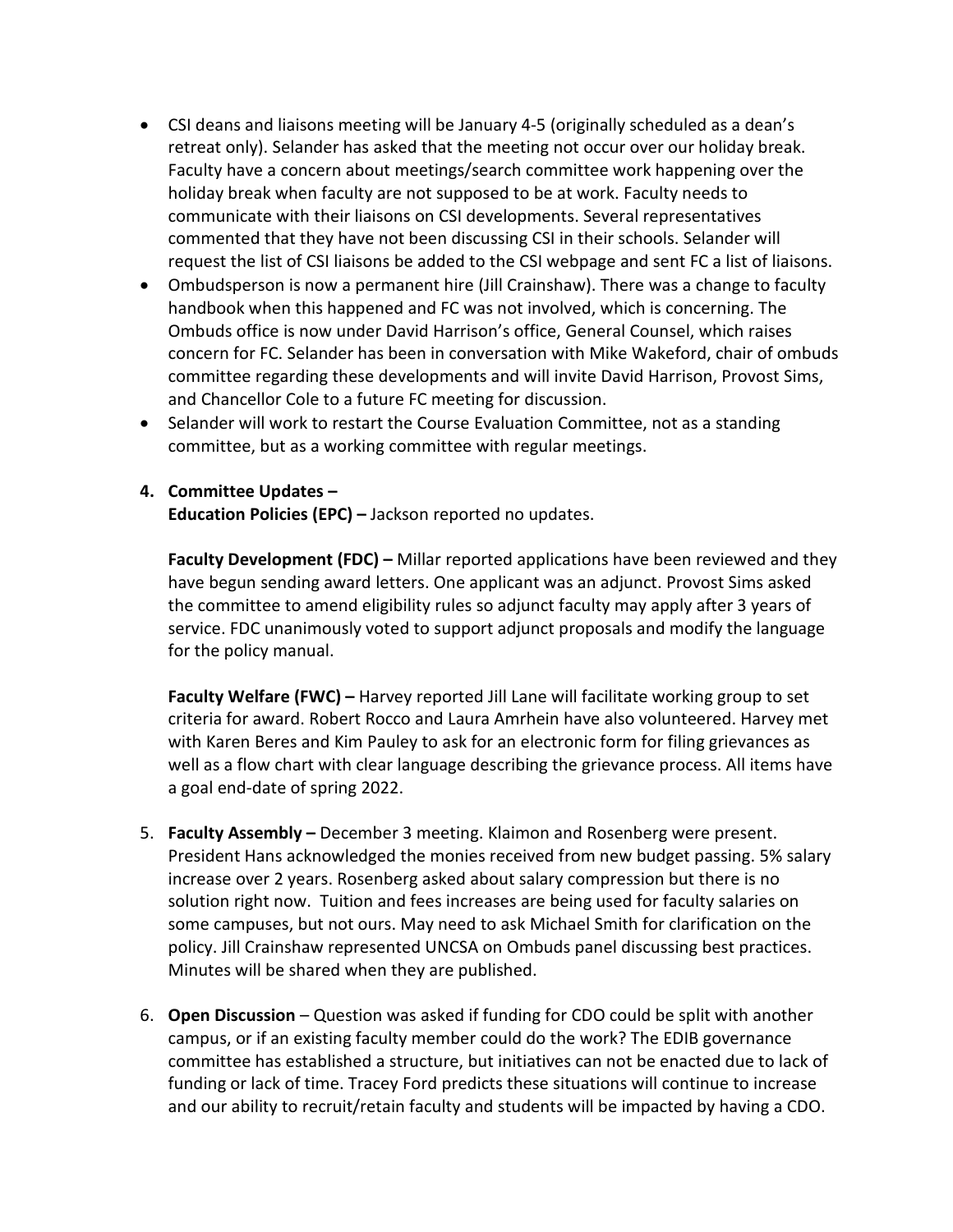- CSI deans and liaisons meeting will be January 4-5 (originally scheduled as a dean's retreat only). Selander has asked that the meeting not occur over our holiday break. Faculty have a concern about meetings/search committee work happening over the holiday break when faculty are not supposed to be at work. Faculty needs to communicate with their liaisons on CSI developments. Several representatives commented that they have not been discussing CSI in their schools. Selander will request the list of CSI liaisons be added to the CSI webpage and sent FC a list of liaisons.
- Ombudsperson is now a permanent hire (Jill Crainshaw). There was a change to faculty handbook when this happened and FC was not involved, which is concerning. The Ombuds office is now under David Harrison's office, General Counsel, which raises concern for FC. Selander has been in conversation with Mike Wakeford, chair of ombuds committee regarding these developments and will invite David Harrison, Provost Sims, and Chancellor Cole to a future FC meeting for discussion.
- Selander will work to restart the Course Evaluation Committee, not as a standing committee, but as a working committee with regular meetings.

4. **Committee Updates –**

   **Education Policies (EPC) –** Jackson reported no updates.

   **Faculty Development (FDC) –** Millar reported applications have been reviewed and they have begun sending award letters. One applicant was an adjunct. Provost Sims asked the committee to amend eligibility rules so adjunct faculty may apply after 3 years of service. FDC unanimously voted to support adjunct proposals and modify the language for the policy manual.

   **Faculty Welfare (FWC) –** Harvey reported Jill Lane will facilitate working group to set criteria for award. Robert Rocco and Laura Amrhein have also volunteered. Harvey met with Karen Beres and Kim Pauley to ask for an electronic form for filing grievances as well as a flow chart with clear language describing the grievance process. All items have a goal end-date of spring 2022.

5. **Faculty Assembly –** December 3 meeting. Klaimon and Rosenberg were present. President Hans acknowledged the monies received from new budget passing. 5% salary increase over 2 years. Rosenberg asked about salary compression but there is no solution right now. Tuition and fees increases are being used for faculty salaries on some campuses, but not ours. May need to ask Michael Smith for clarification on the policy. Jill Crainshaw represented UNCSA on Ombuds panel discussing best practices. Minutes will be shared when they are published.

6. **Open Discussion** – Question was asked if funding for CDO could be split with another campus, or if an existing faculty member could do the work? The EDIB governance committee has established a structure, but initiatives can not be enacted due to lack of funding or lack of time. Tracey Ford predicts these situations will continue to increase and our ability to recruit/retain faculty and students will be impacted by having a CDO.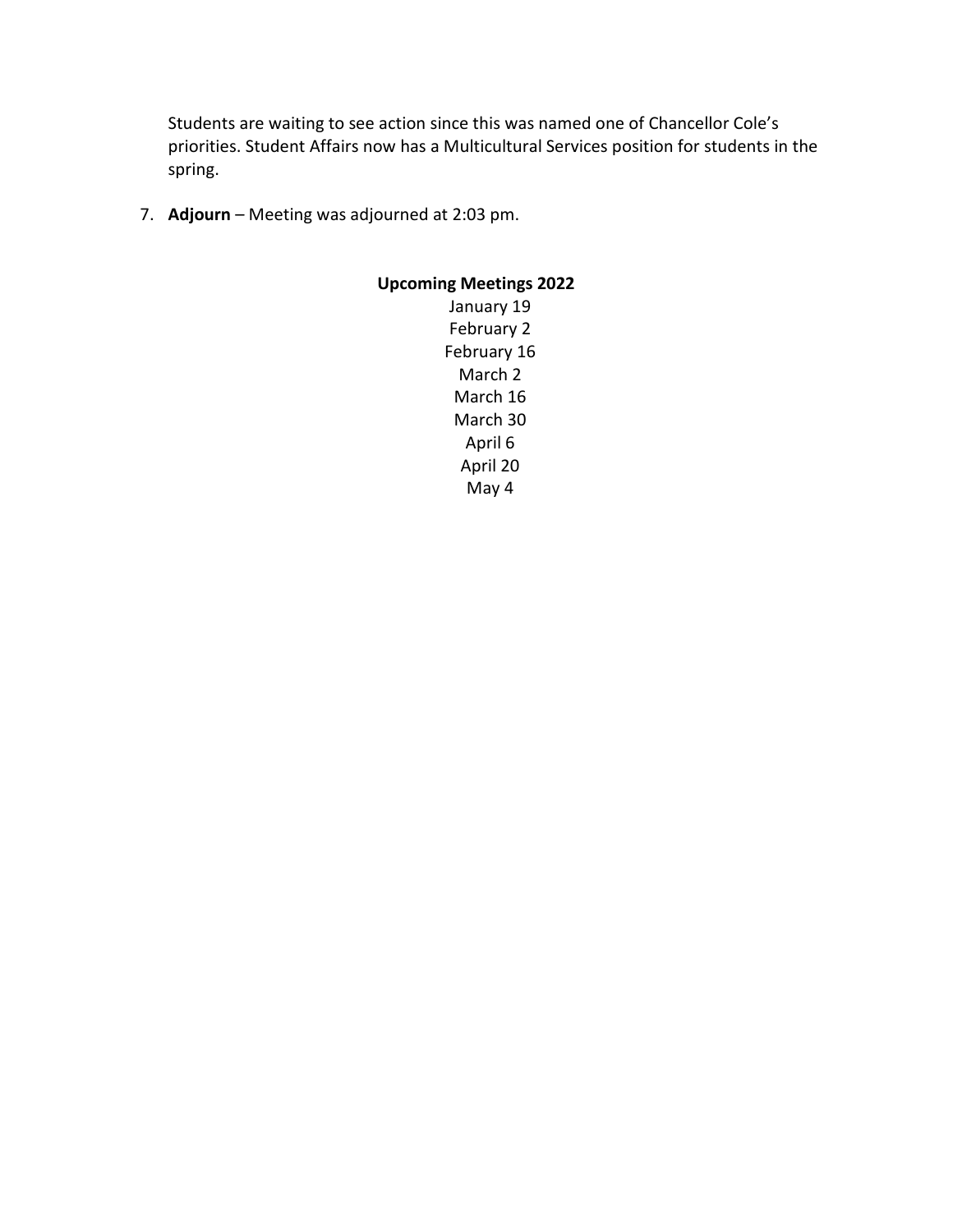Students are waiting to see action since this was named one of Chancellor Cole's priorities. Student Affairs now has a Multicultural Services position for students in the spring.

7. **Adjourn** – Meeting was adjourned at 2:03 pm.

**Upcoming Meetings 2022**

January 19
February 2
February 16
March 2
March 16
March 30
April 6
April 20
May 4